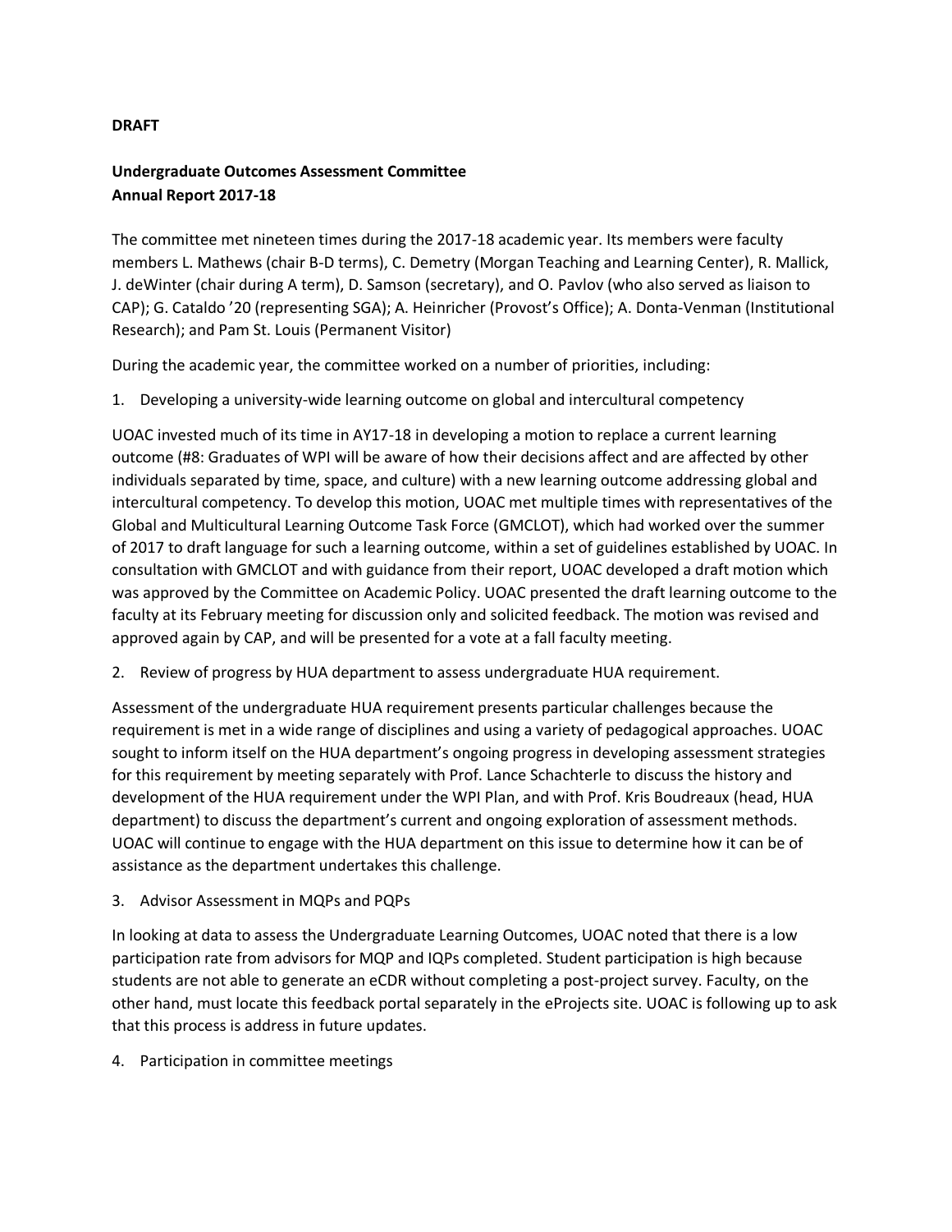**DRAFT**

**Undergraduate Outcomes Assessment Committee**
**Annual Report 2017-18**

The committee met nineteen times during the 2017-18 academic year. Its members were faculty members L. Mathews (chair B-D terms), C. Demetry (Morgan Teaching and Learning Center), R. Mallick, J. deWinter (chair during A term), D. Samson (secretary), and O. Pavlov (who also served as liaison to CAP); G. Cataldo '20 (representing SGA); A. Heinricher (Provost's Office); A. Donta-Venman (Institutional Research); and Pam St. Louis (Permanent Visitor)

During the academic year, the committee worked on a number of priorities, including:

1. Developing a university-wide learning outcome on global and intercultural competency

UOAC invested much of its time in AY17-18 in developing a motion to replace a current learning outcome (#8: Graduates of WPI will be aware of how their decisions affect and are affected by other individuals separated by time, space, and culture) with a new learning outcome addressing global and intercultural competency. To develop this motion, UOAC met multiple times with representatives of the Global and Multicultural Learning Outcome Task Force (GMCLOT), which had worked over the summer of 2017 to draft language for such a learning outcome, within a set of guidelines established by UOAC. In consultation with GMCLOT and with guidance from their report, UOAC developed a draft motion which was approved by the Committee on Academic Policy. UOAC presented the draft learning outcome to the faculty at its February meeting for discussion only and solicited feedback. The motion was revised and approved again by CAP, and will be presented for a vote at a fall faculty meeting.

2. Review of progress by HUA department to assess undergraduate HUA requirement.

Assessment of the undergraduate HUA requirement presents particular challenges because the requirement is met in a wide range of disciplines and using a variety of pedagogical approaches. UOAC sought to inform itself on the HUA department's ongoing progress in developing assessment strategies for this requirement by meeting separately with Prof. Lance Schachterle to discuss the history and development of the HUA requirement under the WPI Plan, and with Prof. Kris Boudreaux (head, HUA department) to discuss the department's current and ongoing exploration of assessment methods. UOAC will continue to engage with the HUA department on this issue to determine how it can be of assistance as the department undertakes this challenge.

3. Advisor Assessment in MQPs and PQPs

In looking at data to assess the Undergraduate Learning Outcomes, UOAC noted that there is a low participation rate from advisors for MQP and IQPs completed. Student participation is high because students are not able to generate an eCDR without completing a post-project survey. Faculty, on the other hand, must locate this feedback portal separately in the eProjects site. UOAC is following up to ask that this process is address in future updates.

4. Participation in committee meetings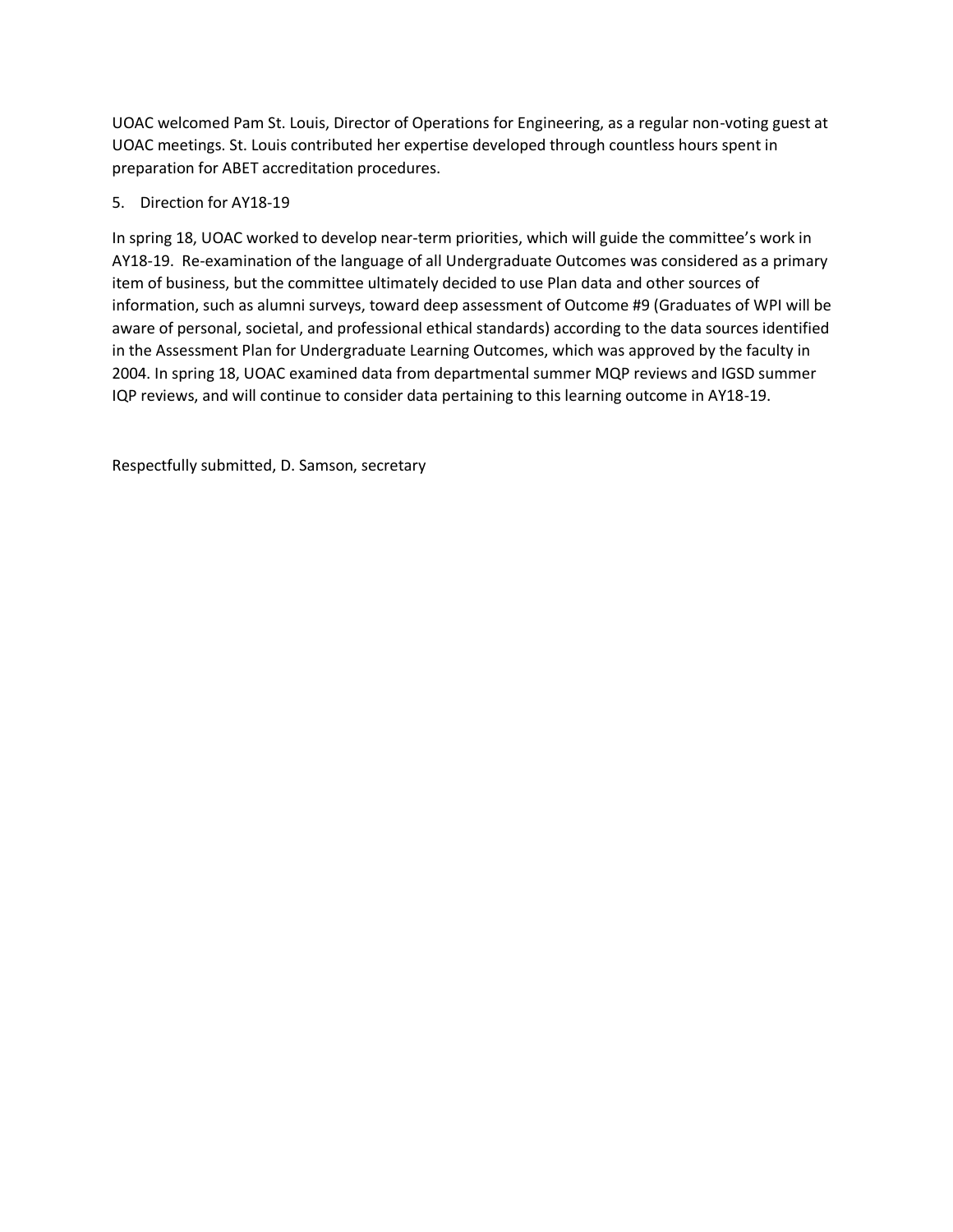UOAC welcomed Pam St. Louis, Director of Operations for Engineering, as a regular non-voting guest at UOAC meetings. St. Louis contributed her expertise developed through countless hours spent in preparation for ABET accreditation procedures.

5. Direction for AY18-19

In spring 18, UOAC worked to develop near-term priorities, which will guide the committee's work in AY18-19. Re-examination of the language of all Undergraduate Outcomes was considered as a primary item of business, but the committee ultimately decided to use Plan data and other sources of information, such as alumni surveys, toward deep assessment of Outcome #9 (Graduates of WPI will be aware of personal, societal, and professional ethical standards) according to the data sources identified in the Assessment Plan for Undergraduate Learning Outcomes, which was approved by the faculty in 2004. In spring 18, UOAC examined data from departmental summer MQP reviews and IGSD summer IQP reviews, and will continue to consider data pertaining to this learning outcome in AY18-19.

Respectfully submitted, D. Samson, secretary